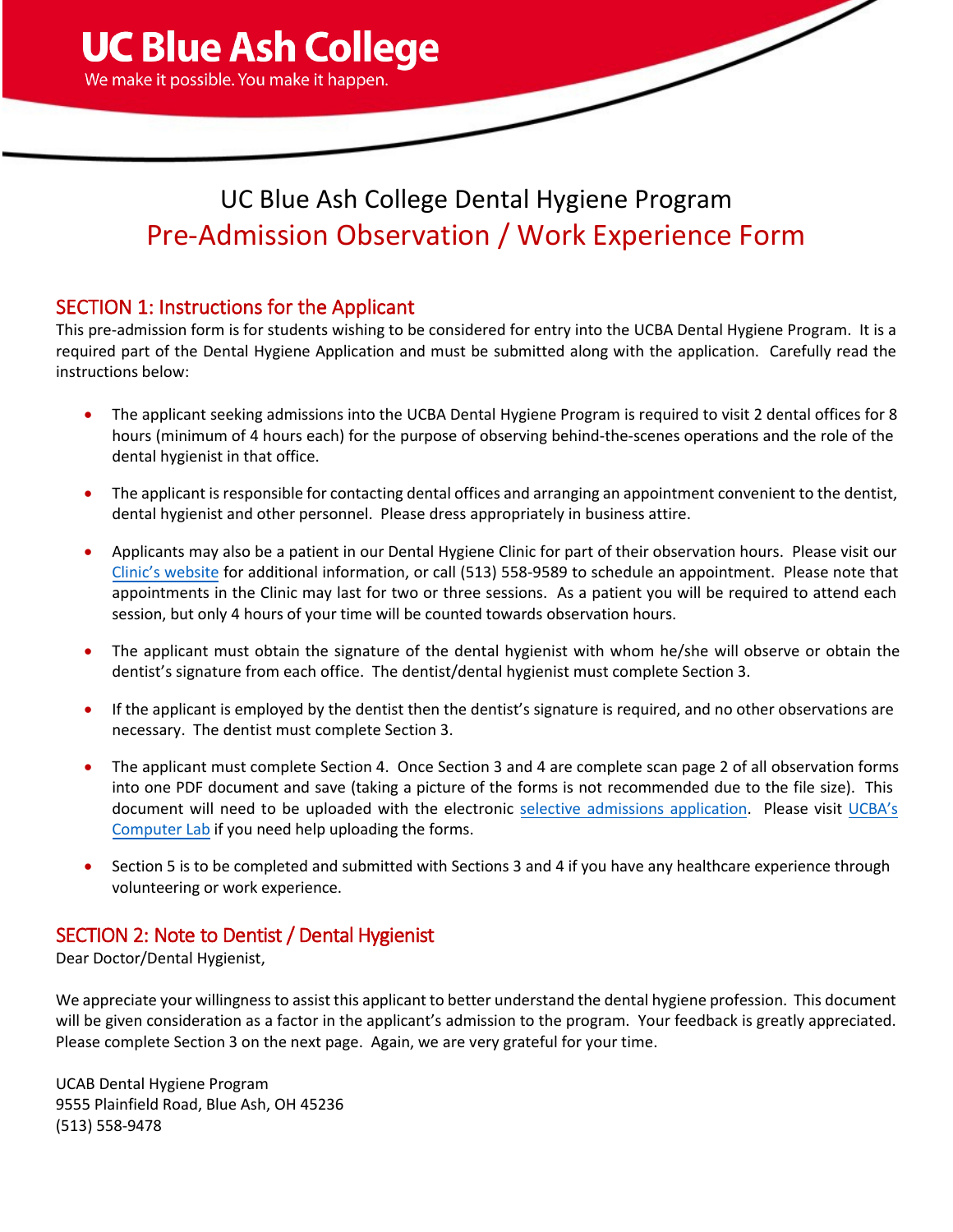# UC Blue Ash College

We make it possible. You make it happen.

## UC Blue Ash College Dental Hygiene Program

## Pre-Admission Observation / Work Experience Form

### SECTION 1: Instructions for the Applicant

This pre-admission form is for students wishing to be considered for entry into the UCBA Dental Hygiene Program. It is a required part of the Dental Hygiene Application and must be submitted along with the application. Carefully read the instructions below:

- The applicant seeking admissions into the UCBA Dental Hygiene Program is required to visit 2 dental offices for 8 hours (minimum of 4 hours each) for the purpose of observing behind-the-scenes operations and the role of the dental hygienist in that office.
- The applicant is responsible for contacting dental offices and arranging an appointment convenient to the dentist, dental hygienist and other personnel. Please dress appropriately in business attire.
- Applicants may also be a patient in our Dental Hygiene Clinic for part of their observation hours. Please visit our Clinic's website for additional information, or call (513) 558-9589 to schedule an appointment. Please note that appointments in the Clinic may last for two or three sessions. As a patient you will be required to attend each session, but only 4 hours of your time will be counted towards observation hours.
- The applicant must obtain the signature of the dental hygienist with whom he/she will observe or obtain the dentist's signature from each office. The dentist/dental hygienist must complete Section 3.
- If the applicant is employed by the dentist then the dentist's signature is required, and no other observations are necessary. The dentist must complete Section 3.
- The applicant must complete Section 4. Once Section 3 and 4 are complete scan page 2 of all observation forms into one PDF document and save (taking a picture of the forms is not recommended due to the file size). This document will need to be uploaded with the electronic selective admissions application. Please visit UCBA's Computer Lab if you need help uploading the forms.
- Section 5 is to be completed and submitted with Sections 3 and 4 if you have any healthcare experience through volunteering or work experience.

### SECTION 2: Note to Dentist / Dental Hygienist

Dear Doctor/Dental Hygienist,

We appreciate your willingness to assist this applicant to better understand the dental hygiene profession. This document will be given consideration as a factor in the applicant's admission to the program. Your feedback is greatly appreciated. Please complete Section 3 on the next page. Again, we are very grateful for your time.

UCAB Dental Hygiene Program
9555 Plainfield Road, Blue Ash, OH 45236
(513) 558-9478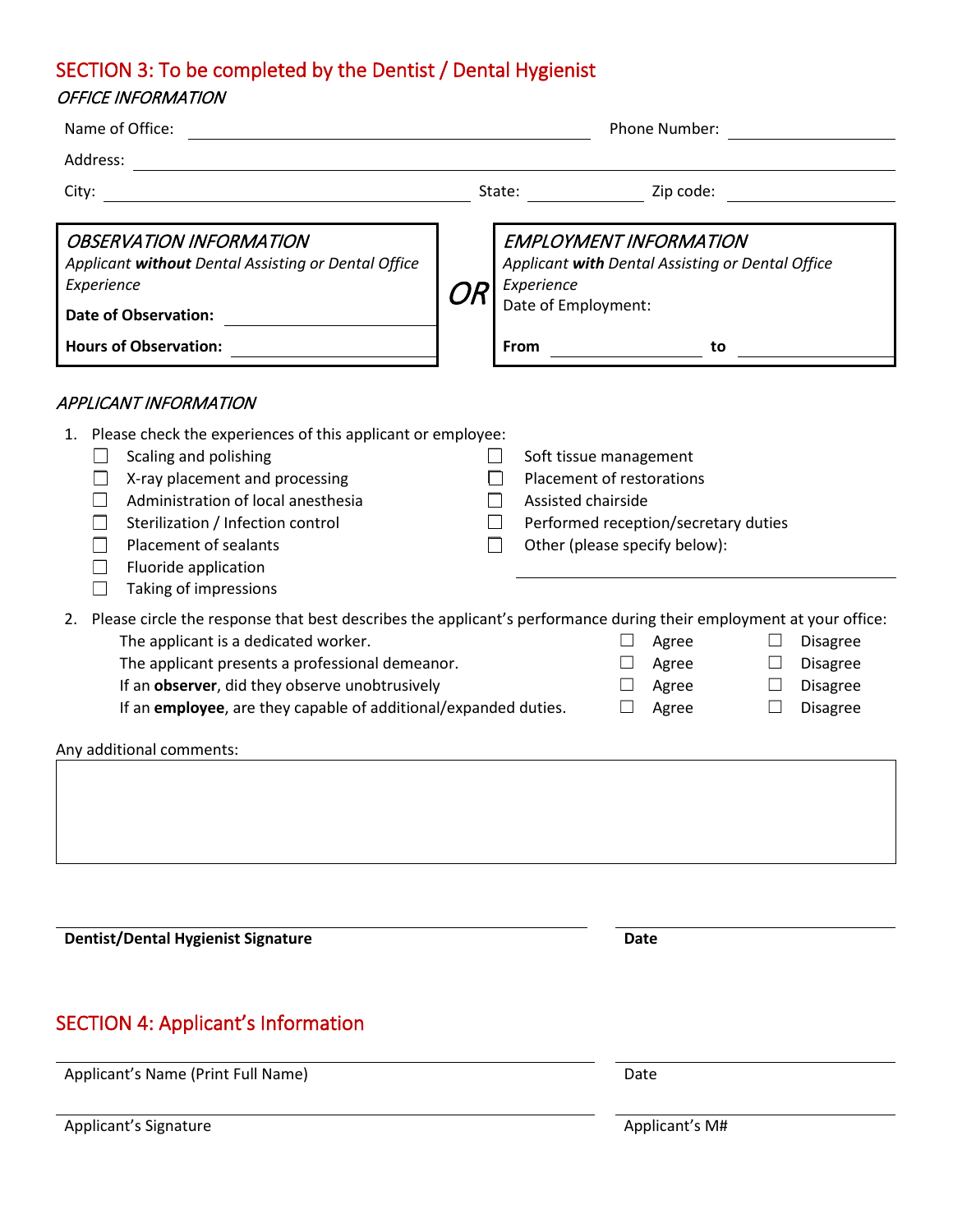## SECTION 3: To be completed by the Dentist / Dental Hygienist

*OFFICE INFORMATION*

Name of Office: ______________________ Phone Number: ______________

Address: ______________________________________________

City: ______________________ State: __________ Zip code: __________

| *OBSERVATION INFORMATION* | | *EMPLOYMENT INFORMATION* |
|---|---|---|
| *Applicant **without** Dental Assisting or Dental Office Experience* | *OR* | *Applicant **with** Dental Assisting or Dental Office Experience* |
| **Date of Observation:** ______________ | | Date of Employment: |
| **Hours of Observation:** ______________ | | **From** ______________ **to** ______________ |

*APPLICANT INFORMATION*

1. Please check the experiences of this applicant or employee:
   - ☐ Scaling and polishing
   - ☐ X-ray placement and processing
   - ☐ Administration of local anesthesia
   - ☐ Sterilization / Infection control
   - ☐ Placement of sealants
   - ☐ Fluoride application
   - ☐ Taking of impressions
   - ☐ Soft tissue management
   - ☐ Placement of restorations
   - ☐ Assisted chairside
   - ☐ Performed reception/secretary duties
   - ☐ Other (please specify below):
   
   ______________________________

2. Please circle the response that best describes the applicant's performance during their employment at your office:

| | | |
|---|---|---|
| The applicant is a dedicated worker. | ☐ Agree | ☐ Disagree |
| The applicant presents a professional demeanor. | ☐ Agree | ☐ Disagree |
| If an **observer**, did they observe unobtrusively | ☐ Agree | ☐ Disagree |
| If an **employee**, are they capable of additional/expanded duties. | ☐ Agree | ☐ Disagree |

Any additional comments:

______________________________________________

______________________________________________ ______________

**Dentist/Dental Hygienist Signature** **Date**

## SECTION 4: Applicant's Information

______________________________________________ ______________

Applicant's Name (Print Full Name) Date

______________________________________________ ______________

Applicant's Signature Applicant's M#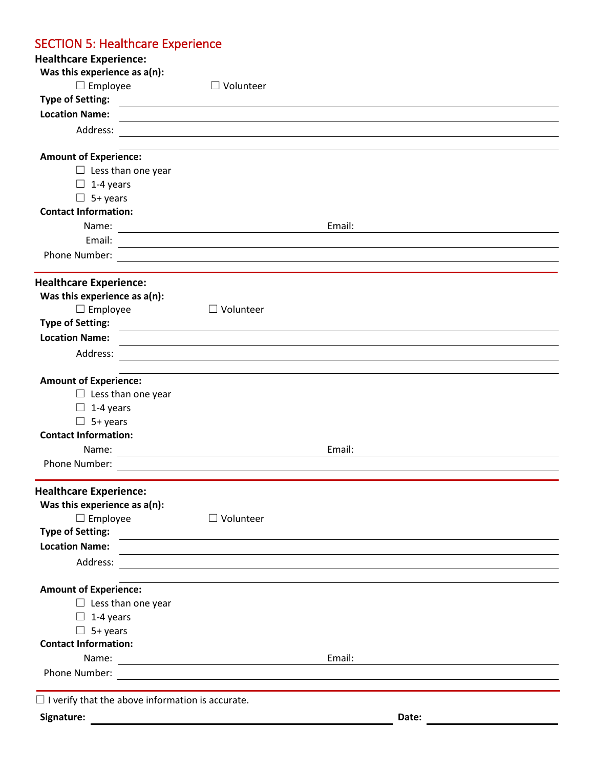## SECTION 5: Healthcare Experience

**Healthcare Experience:**

**Was this experience as a(n):**

☐ Employee ☐ Volunteer

**Type of Setting:** ______________________________

**Location Name:** ______________________________

Address: ______________________________

______________________________

**Amount of Experience:**

☐ Less than one year

☐ 1-4 years

☐ 5+ years

**Contact Information:**

Name: ______________________________ Email: ______________________________

Email: ______________________________

Phone Number: ______________________________

---

**Healthcare Experience:**

**Was this experience as a(n):**

☐ Employee ☐ Volunteer

**Type of Setting:** ______________________________

**Location Name:** ______________________________

Address: ______________________________

______________________________

**Amount of Experience:**

☐ Less than one year

☐ 1-4 years

☐ 5+ years

**Contact Information:**

Name: ______________________________ Email: ______________________________

Phone Number: ______________________________

---

**Healthcare Experience:**

**Was this experience as a(n):**

☐ Employee ☐ Volunteer

**Type of Setting:** ______________________________

**Location Name:** ______________________________

Address: ______________________________

______________________________

**Amount of Experience:**

☐ Less than one year

☐ 1-4 years

☐ 5+ years

**Contact Information:**

Name: ______________________________ Email: ______________________________

Phone Number: ______________________________

---

☐ I verify that the above information is accurate.

**Signature:** ______________________________ **Date:** ______________